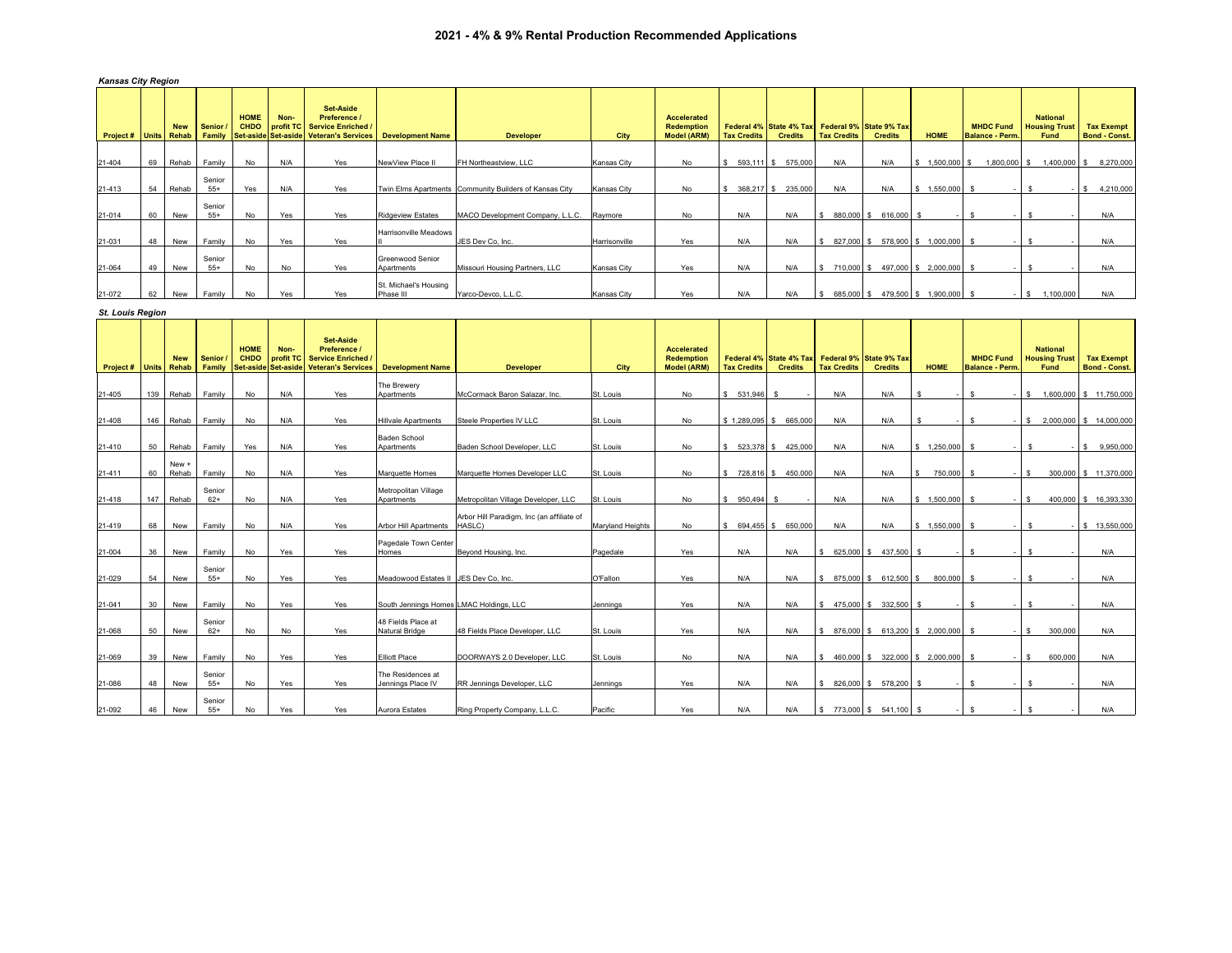# 2021 - 4% & 9% Rental Production Recommended Applications

*Kansas City Region*

| Project # | Units | New Rehab | Senior / Family | HOME CHDO Set-aside | Non-profit TC Set-aside | Set-Aside Preference / Service Enriched / Veteran's Services | Development Name | Developer | City | Accelerated Redemption Model (ARM) | Federal 4% Tax Credits | State 4% Tax Credits | Federal 9% Tax Credits | State 9% Tax Credits | HOME | MHDC Fund Balance - Perm. | National Housing Trust Fund | Tax Exempt Bond - Const. |
|---|---|---|---|---|---|---|---|---|---|---|---|---|---|---|---|---|---|---|
| 21-404 | 69 | Rehab | Family | No | N/A | Yes | NewView Place II | FH Northeastview, LLC | Kansas City | No | $ 593,111 | $ 575,000 | N/A | N/A | $ 1,500,000 | $ 1,800,000 | $ 1,400,000 | $ 8,270,000 |
| 21-413 | 54 | Rehab | Senior 55+ | Yes | N/A | Yes | Twin Elms Apartments | Community Builders of Kansas City | Kansas City | No | $ 368,217 | $ 235,000 | N/A | N/A | $ 1,550,000 | $ - | $ - | $ 4,210,000 |
| 21-014 | 60 | New | Senior 55+ | No | Yes | Yes | Ridgeview Estates | MACO Development Company, L.L.C. | Raymore | No | N/A | N/A | $ 880,000 | $ 616,000 | $ - | $ - | $ - | N/A |
| 21-031 | 48 | New | Family | No | Yes | Yes | Harrisonville Meadows II | JES Dev Co, Inc. | Harrisonville | Yes | N/A | N/A | $ 827,000 | $ 578,900 | $ 1,000,000 | $ - | $ - | N/A |
| 21-064 | 49 | New | Senior 55+ | No | No | Yes | Greenwood Senior Apartments | Missouri Housing Partners, LLC | Kansas City | Yes | N/A | N/A | $ 710,000 | $ 497,000 | $ 2,000,000 | $ - | $ - | N/A |
| 21-072 | 62 | New | Family | No | Yes | Yes | St. Michael's Housing Phase III | Yarco-Devco, L.L.C. | Kansas City | Yes | N/A | N/A | $ 685,000 | $ 479,500 | $ 1,900,000 | $ - | $ 1,100,000 | N/A |

*St. Louis Region*

| Project # | Units | New Rehab | Senior / Family | HOME CHDO Set-aside | Non-profit TC Set-aside | Set-Aside Preference / Service Enriched / Veteran's Services | Development Name | Developer | City | Accelerated Redemption Model (ARM) | Federal 4% Tax Credits | State 4% Tax Credits | Federal 9% Tax Credits | State 9% Tax Credits | HOME | MHDC Fund Balance - Perm. | National Housing Trust Fund | Tax Exempt Bond - Const. |
|---|---|---|---|---|---|---|---|---|---|---|---|---|---|---|---|---|---|---|
| 21-405 | 139 | Rehab | Family | No | N/A | Yes | The Brewery Apartments | McCormack Baron Salazar, Inc. | St. Louis | No | $ 531,946 | $ - | N/A | N/A | $ - | $ - | $ 1,600,000 | $ 11,750,000 |
| 21-408 | 146 | Rehab | Family | No | N/A | Yes | Hillvale Apartments | Steele Properties IV LLC | St. Louis | No | $ 1,289,095 | $ 665,000 | N/A | N/A | $ - | $ - | $ 2,000,000 | $ 14,000,000 |
| 21-410 | 50 | Rehab | Family | Yes | N/A | Yes | Baden School Apartments | Baden School Developer, LLC | St. Louis | No | $ 523,378 | $ 425,000 | N/A | N/A | $ 1,250,000 | $ - | $ - | $ 9,950,000 |
| 21-411 | 60 | New + Rehab | Family | No | N/A | Yes | Marquette Homes | Marquette Homes Developer LLC | St. Louis | No | $ 728,816 | $ 450,000 | N/A | N/A | $ 750,000 | $ - | $ 300,000 | $ 11,370,000 |
| 21-418 | 147 | Rehab | Senior 62+ | No | N/A | Yes | Metropolitan Village Apartments | Metropolitan Village Developer, LLC | St. Louis | No | $ 950,494 | $ - | N/A | N/A | $ 1,500,000 | $ - | $ 400,000 | $ 16,393,330 |
| 21-419 | 68 | New | Family | No | N/A | Yes | Arbor Hill Apartments | Arbor Hill Paradigm, Inc (an affiliate of HASLC) | Maryland Heights | No | $ 694,455 | $ 650,000 | N/A | N/A | $ 1,550,000 | $ - | $ - | $ 13,550,000 |
| 21-004 | 36 | New | Family | No | Yes | Yes | Pagedale Town Center Homes | Beyond Housing, Inc. | Pagedale | Yes | N/A | N/A | $ 625,000 | $ 437,500 | $ - | $ - | $ - | N/A |
| 21-029 | 54 | New | Senior 55+ | No | Yes | Yes | Meadowood Estates II | JES Dev Co, Inc. | O'Fallon | Yes | N/A | N/A | $ 875,000 | $ 612,500 | $ 800,000 | $ - | $ - | N/A |
| 21-041 | 30 | New | Family | No | Yes | Yes | South Jennings Homes | LMAC Holdings, LLC | Jennings | Yes | N/A | N/A | $ 475,000 | $ 332,500 | $ - | $ - | $ - | N/A |
| 21-068 | 50 | New | Senior 62+ | No | No | Yes | 48 Fields Place at Natural Bridge | 48 Fields Place Developer, LLC | St. Louis | Yes | N/A | N/A | $ 876,000 | $ 613,200 | $ 2,000,000 | $ - | $ 300,000 | N/A |
| 21-069 | 39 | New | Family | No | Yes | Yes | Elliott Place | DOORWAYS 2.0 Developer, LLC | St. Louis | No | N/A | N/A | $ 460,000 | $ 322,000 | $ 2,000,000 | $ - | $ 600,000 | N/A |
| 21-086 | 48 | New | Senior 55+ | No | Yes | Yes | The Residences at Jennings Place IV | RR Jennings Developer, LLC | Jennings | Yes | N/A | N/A | $ 826,000 | $ 578,200 | $ - | $ - | $ - | N/A |
| 21-092 | 46 | New | Senior 55+ | No | Yes | Yes | Aurora Estates | Ring Property Company, L.L.C. | Pacific | Yes | N/A | N/A | $ 773,000 | $ 541,100 | $ - | $ - | $ - | N/A |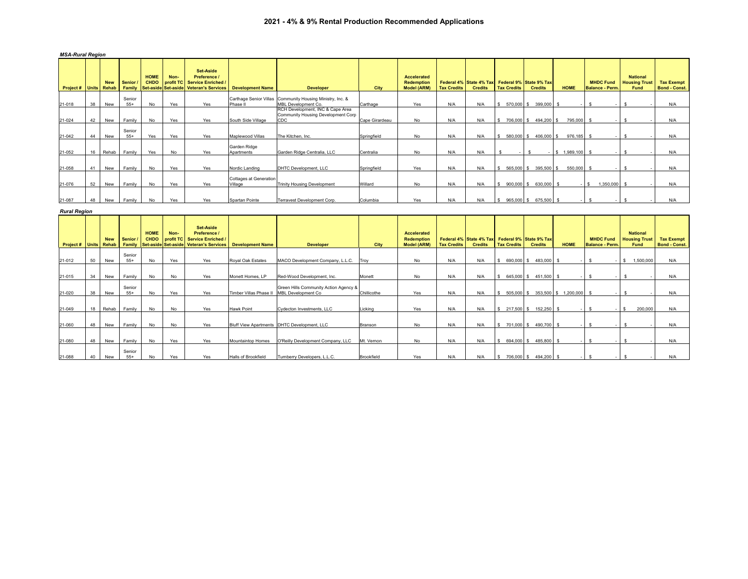# 2021 - 4% & 9% Rental Production Recommended Applications

***MSA-Rural Region***

| Project # | Units | New Rehab | Senior / Family | HOME CHDO Set-aside | Non-profit TC Set-aside | Set-Aside Preference / Service Enriched / Veteran's Services | Development Name | Developer | City | Accelerated Redemption Model (ARM) | Federal 4% Tax Credits | State 4% Tax Credits | Federal 9% Tax Credits | State 9% Tax Credits | HOME | MHDC Fund Balance - Perm. | National Housing Trust Fund | Tax Exempt Bond - Const. |
|---|---|---|---|---|---|---|---|---|---|---|---|---|---|---|---|---|---|---|
| 21-018 | 38 | New | Senior 55+ | No | Yes | Yes | Carthage Senior Villas Phase II | Community Housing Ministry, Inc. & MBL Development Co. | Carthage | Yes | N/A | N/A | $ 570,000 | $ 399,000 | $ - | $ - | $ - | N/A |
| 21-024 | 42 | New | Family | No | Yes | Yes | South Side Village | RCH Development, INC & Cape Area Community Housing Development Corp CDC | Cape Girardeau | No | N/A | N/A | $ 706,000 | $ 494,200 | $ 795,000 | $ - | $ - | N/A |
| 21-042 | 44 | New | Senior 55+ | Yes | Yes | Yes | Maplewood Villas | The Kitchen, Inc. | Springfield | No | N/A | N/A | $ 580,000 | $ 406,000 | $ 976,185 | $ - | $ - | N/A |
| 21-052 | 16 | Rehab | Family | Yes | No | Yes | Garden Ridge Apartments | Garden Ridge Centralia, LLC | Centralia | No | N/A | N/A | $ - | $ - | $ 1,989,100 | $ - | $ - | N/A |
| 21-058 | 41 | New | Family | No | Yes | Yes | Nordic Landing | DHTC Development, LLC | Springfield | Yes | N/A | N/A | $ 565,000 | $ 395,500 | $ 550,000 | $ - | $ - | N/A |
| 21-076 | 52 | New | Family | No | Yes | Yes | Cottages at Generation Village | Trinity Housing Development | Willard | No | N/A | N/A | $ 900,000 | $ 630,000 | $ - | $ 1,350,000 | $ - | N/A |
| 21-087 | 48 | New | Family | No | Yes | Yes | Spartan Pointe | Terravest Development Corp. | Columbia | Yes | N/A | N/A | $ 965,000 | $ 675,500 | $ - | $ - | $ - | N/A |

***Rural Region***

| Project # | Units | New Rehab | Senior / Family | HOME CHDO Set-aside | Non-profit TC Set-aside | Set-Aside Preference / Service Enriched / Veteran's Services | Development Name | Developer | City | Accelerated Redemption Model (ARM) | Federal 4% Tax Credits | State 4% Tax Credits | Federal 9% Tax Credits | State 9% Tax Credits | HOME | MHDC Fund Balance - Perm. | National Housing Trust Fund | Tax Exempt Bond - Const. |
|---|---|---|---|---|---|---|---|---|---|---|---|---|---|---|---|---|---|---|
| 21-012 | 50 | New | Senior 55+ | No | Yes | Yes | Royal Oak Estates | MACO Development Company, L.L.C. | Troy | No | N/A | N/A | $ 690,000 | $ 483,000 | $ - | $ - | $ 1,500,000 | N/A |
| 21-015 | 34 | New | Family | No | No | Yes | Monett Homes, LP | Red-Wood Development, Inc. | Monett | No | N/A | N/A | $ 645,000 | $ 451,500 | $ - | $ - | $ - | N/A |
| 21-020 | 38 | New | Senior 55+ | No | Yes | Yes | Timber Villas Phase II | Green Hills Community Action Agency & MBL Development Co | Chillicothe | Yes | N/A | N/A | $ 505,000 | $ 353,500 | $ 1,200,000 | $ - | $ - | N/A |
| 21-049 | 18 | Rehab | Family | No | No | Yes | Hawk Point | Cydecton Investments, LLC | Licking | Yes | N/A | N/A | $ 217,500 | $ 152,250 | $ - | $ - | $ 200,000 | N/A |
| 21-060 | 48 | New | Family | No | No | Yes | Bluff View Apartments | DHTC Development, LLC | Branson | No | N/A | N/A | $ 701,000 | $ 490,700 | $ - | $ - | $ - | N/A |
| 21-080 | 48 | New | Family | No | Yes | Yes | Mountaintop Homes | O'Reilly Development Company, LLC | Mt. Vernon | No | N/A | N/A | $ 694,000 | $ 485,800 | $ - | $ - | $ - | N/A |
| 21-088 | 40 | New | Senior 55+ | No | Yes | Yes | Halls of Brookfield | Turnberry Developers, L.L.C. | Brookfield | Yes | N/A | N/A | $ 706,000 | $ 494,200 | $ - | $ - | $ - | N/A |